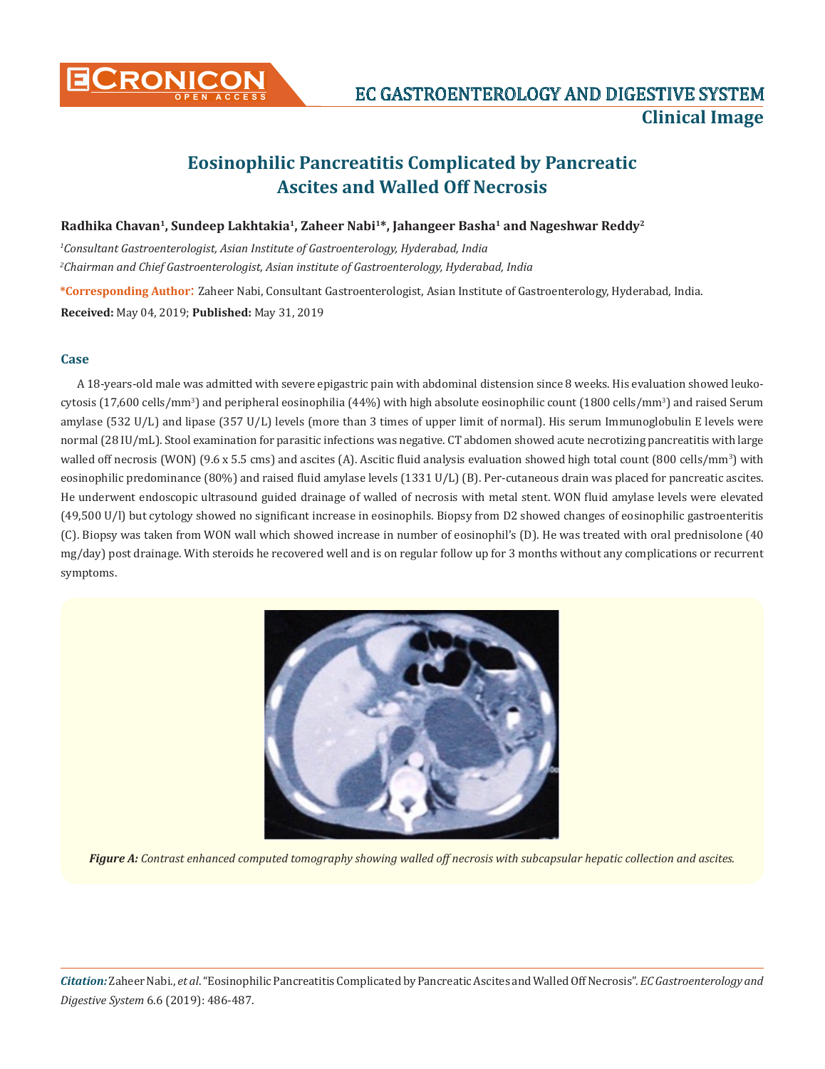# Eosinophilic Pancreatitis Complicated by Pancreatic Ascites and Walled Off Necrosis

**Radhika Chavan[1], Sundeep Lakhtakia[1], Zaheer Nabi[1]*, Jahangeer Basha[1] and Nageshwar Reddy[2]**

*[1]Consultant Gastroenterologist, Asian Institute of Gastroenterology, Hyderabad, India*

*[2]Chairman and Chief Gastroenterologist, Asian institute of Gastroenterology, Hyderabad, India*

**\*Corresponding Author**: Zaheer Nabi, Consultant Gastroenterologist, Asian Institute of Gastroenterology, Hyderabad, India.

**Received:** May 04, 2019; **Published:** May 31, 2019

## Case

A 18-years-old male was admitted with severe epigastric pain with abdominal distension since 8 weeks. His evaluation showed leukocytosis (17,600 cells/mm$^3$) and peripheral eosinophilia (44%) with high absolute eosinophilic count (1800 cells/mm$^3$) and raised Serum amylase (532 U/L) and lipase (357 U/L) levels (more than 3 times of upper limit of normal). His serum Immunoglobulin E levels were normal (28 IU/mL). Stool examination for parasitic infections was negative. CT abdomen showed acute necrotizing pancreatitis with large walled off necrosis (WON) (9.6 x 5.5 cms) and ascites (A). Ascitic fluid analysis evaluation showed high total count (800 cells/mm$^3$) with eosinophilic predominance (80%) and raised fluid amylase levels (1331 U/L) (B). Per-cutaneous drain was placed for pancreatic ascites. He underwent endoscopic ultrasound guided drainage of walled of necrosis with metal stent. WON fluid amylase levels were elevated (49,500 U/l) but cytology showed no significant increase in eosinophils. Biopsy from D2 showed changes of eosinophilic gastroenteritis (C). Biopsy was taken from WON wall which showed increase in number of eosinophil's (D). He was treated with oral prednisolone (40 mg/day) post drainage. With steroids he recovered well and is on regular follow up for 3 months without any complications or recurrent symptoms.

***Figure A:*** *Contrast enhanced computed tomography showing walled off necrosis with subcapsular hepatic collection and ascites.*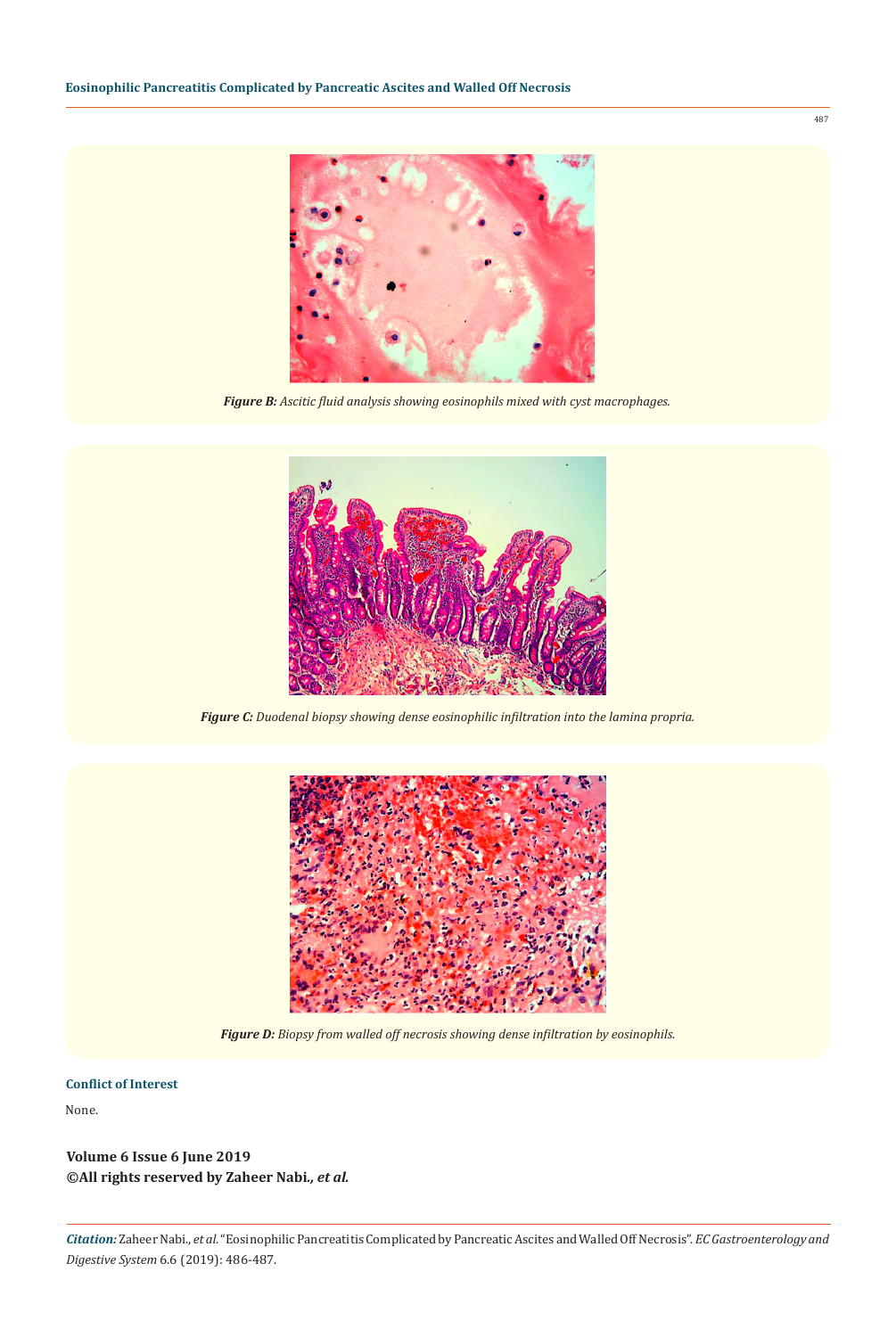*Figure B: Ascitic fluid analysis showing eosinophils mixed with cyst macrophages.*

*Figure C: Duodenal biopsy showing dense eosinophilic infiltration into the lamina propria.*

*Figure D: Biopsy from walled off necrosis showing dense infiltration by eosinophils.*

### Conflict of Interest

None.

**Volume 6 Issue 6 June 2019**
**©All rights reserved by Zaheer Nabi., *et al.***